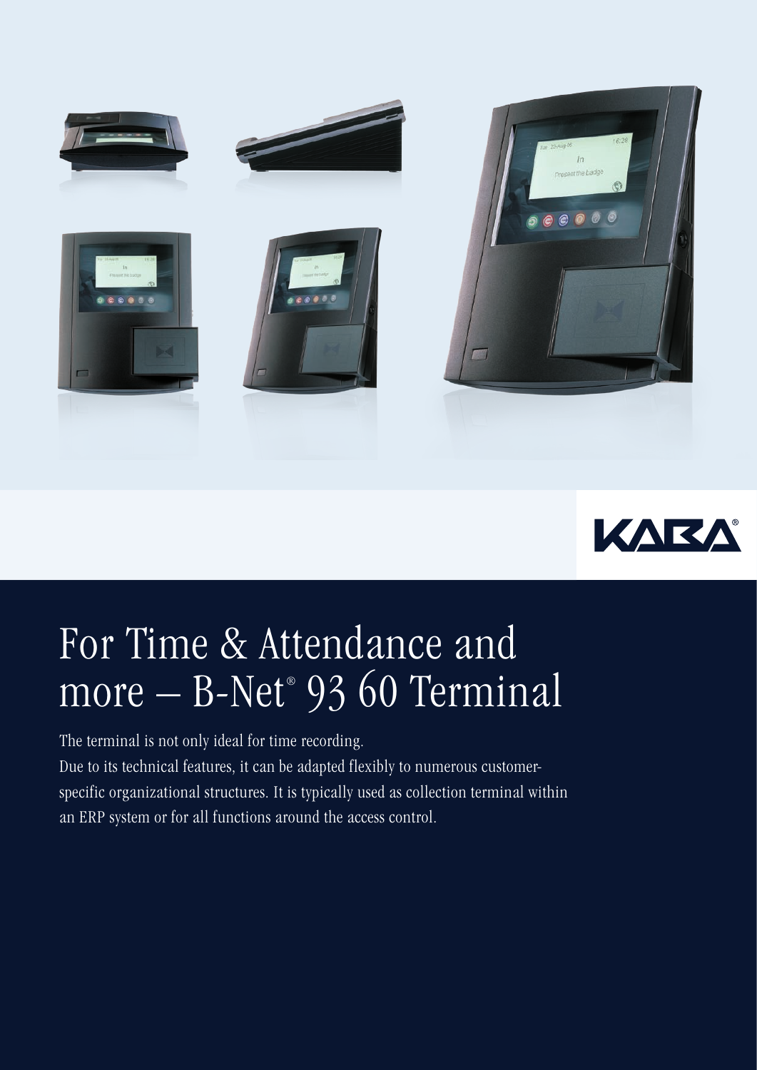# For Time & Attendance and more – B-Net® 93 60 Terminal

The terminal is not only ideal for time recording.
Due to its technical features, it can be adapted flexibly to numerous customer-specific organizational structures. It is typically used as collection terminal within an ERP system or for all functions around the access control.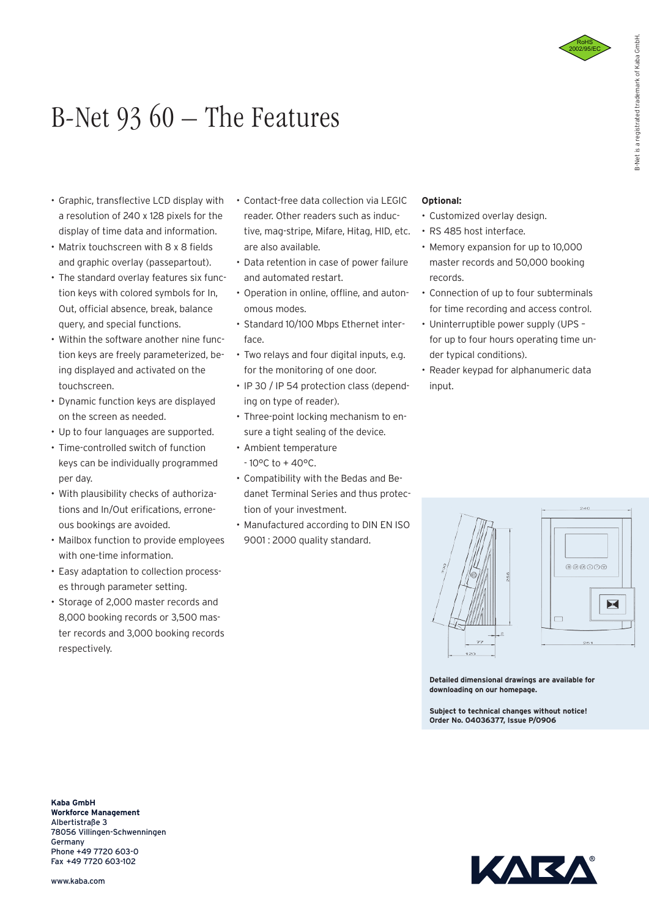# B-Net 93 60 – The Features

- Graphic, transflective LCD display with a resolution of 240 x 128 pixels for the display of time data and information.
- Matrix touchscreen with 8 x 8 fields and graphic overlay (passepartout).
- The standard overlay features six function keys with colored symbols for In, Out, official absence, break, balance query, and special functions.
- Within the software another nine function keys are freely parameterized, being displayed and activated on the touchscreen.
- Dynamic function keys are displayed on the screen as needed.
- Up to four languages are supported.
- Time-controlled switch of function keys can be individually programmed per day.
- With plausibility checks of authorizations and In/Out erifications, erroneous bookings are avoided.
- Mailbox function to provide employees with one-time information.
- Easy adaptation to collection processes through parameter setting.
- Storage of 2,000 master records and 8,000 booking records or 3,500 master records and 3,000 booking records respectively.
- Contact-free data collection via LEGIC reader. Other readers such as inductive, mag-stripe, Mifare, Hitag, HID, etc. are also available.
- Data retention in case of power failure and automated restart.
- Operation in online, offline, and autonomous modes.
- Standard 10/100 Mbps Ethernet interface.
- Two relays and four digital inputs, e.g. for the monitoring of one door.
- IP 30 / IP 54 protection class (depending on type of reader).
- Three-point locking mechanism to ensure a tight sealing of the device.
- Ambient temperature - 10°C to + 40°C.
- Compatibility with the Bedas and Bedanet Terminal Series and thus protection of your investment.
- Manufactured according to DIN EN ISO 9001 : 2000 quality standard.

**Optional:**

- Customized overlay design.
- RS 485 host interface.
- Memory expansion for up to 10,000 master records and 50,000 booking records.
- Connection of up to four subterminals for time recording and access control.
- Uninterruptible power supply (UPS – for up to four hours operating time under typical conditions).
- Reader keypad for alphanumeric data input.

240
330
256
77
120
251

**Detailed dimensional drawings are available for downloading on our homepage.**

**Subject to technical changes without notice!**
**Order No. 04036377, Issue P/0906**

**Kaba GmbH**
**Workforce Management**
Albertistraße 3
78056 Villingen-Schwenningen
Germany
Phone +49 7720 603-0
Fax +49 7720 603-102

www.kaba.com

B-Net is a registrated trademark of Kaba GmbH.